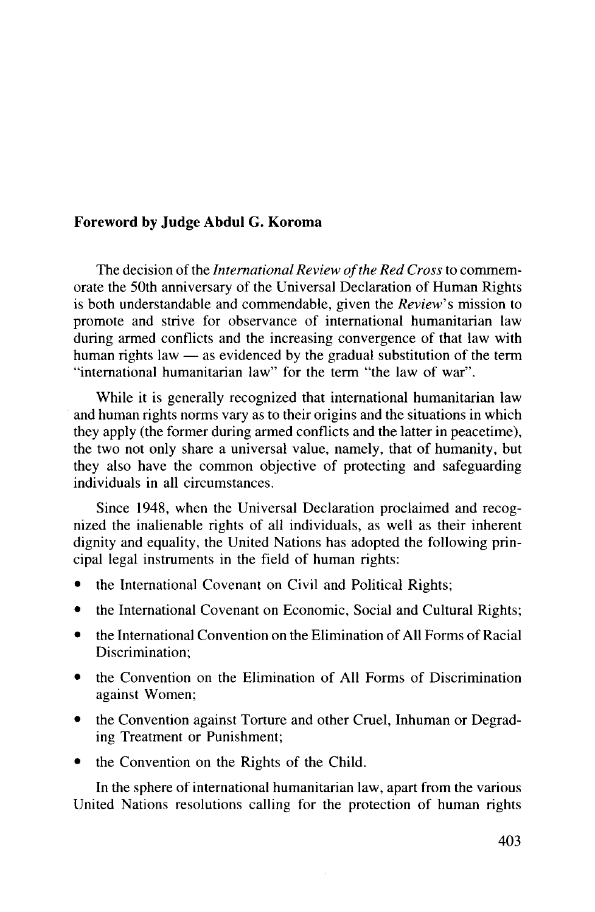## Foreword by Judge Abdul G. Koroma

The decision of the *International Review of the Red Cross* to commemorate the 50th anniversary of the Universal Declaration of Human Rights is both understandable and commendable, given the *Review*'s mission to promote and strive for observance of international humanitarian law during armed conflicts and the increasing convergence of that law with human rights law — as evidenced by the gradual substitution of the term "international humanitarian law" for the term "the law of war".

While it is generally recognized that international humanitarian law and human rights norms vary as to their origins and the situations in which they apply (the former during armed conflicts and the latter in peacetime), the two not only share a universal value, namely, that of humanity, but they also have the common objective of protecting and safeguarding individuals in all circumstances.

Since 1948, when the Universal Declaration proclaimed and recognized the inalienable rights of all individuals, as well as their inherent dignity and equality, the United Nations has adopted the following principal legal instruments in the field of human rights:

- the International Covenant on Civil and Political Rights;
- the International Covenant on Economic, Social and Cultural Rights;
- the International Convention on the Elimination of All Forms of Racial Discrimination;
- the Convention on the Elimination of All Forms of Discrimination against Women;
- the Convention against Torture and other Cruel, Inhuman or Degrading Treatment or Punishment;
- the Convention on the Rights of the Child.

In the sphere of international humanitarian law, apart from the various United Nations resolutions calling for the protection of human rights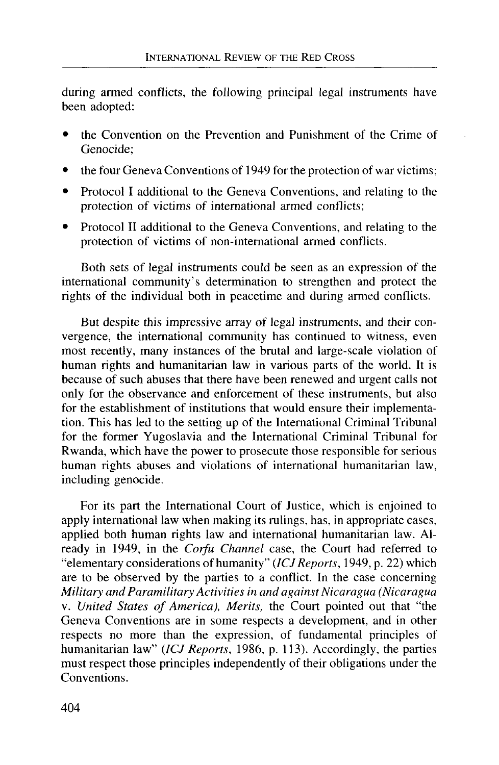during armed conflicts, the following principal legal instruments have been adopted:

- the Convention on the Prevention and Punishment of the Crime of Genocide;
- the four Geneva Conventions of 1949 for the protection of war victims;
- Protocol I additional to the Geneva Conventions, and relating to the protection of victims of international armed conflicts;
- Protocol II additional to the Geneva Conventions, and relating to the protection of victims of non-international armed conflicts.

Both sets of legal instruments could be seen as an expression of the international community's determination to strengthen and protect the rights of the individual both in peacetime and during armed conflicts.

But despite this impressive array of legal instruments, and their convergence, the international community has continued to witness, even most recently, many instances of the brutal and large-scale violation of human rights and humanitarian law in various parts of the world. It is because of such abuses that there have been renewed and urgent calls not only for the observance and enforcement of these instruments, but also for the establishment of institutions that would ensure their implementation. This has led to the setting up of the International Criminal Tribunal for the former Yugoslavia and the International Criminal Tribunal for Rwanda, which have the power to prosecute those responsible for serious human rights abuses and violations of international humanitarian law, including genocide.

For its part the International Court of Justice, which is enjoined to apply international law when making its rulings, has, in appropriate cases, applied both human rights law and international humanitarian law. Already in 1949, in the *Corfu Channel* case, the Court had referred to "elementary considerations of humanity" (*ICJ Reports*, 1949, p. 22) which are to be observed by the parties to a conflict. In the case concerning *Military and Paramilitary Activities in and against Nicaragua (Nicaragua* v. *United States of America), Merits*, the Court pointed out that "the Geneva Conventions are in some respects a development, and in other respects no more than the expression, of fundamental principles of humanitarian law" (*ICJ Reports*, 1986, p. 113). Accordingly, the parties must respect those principles independently of their obligations under the Conventions.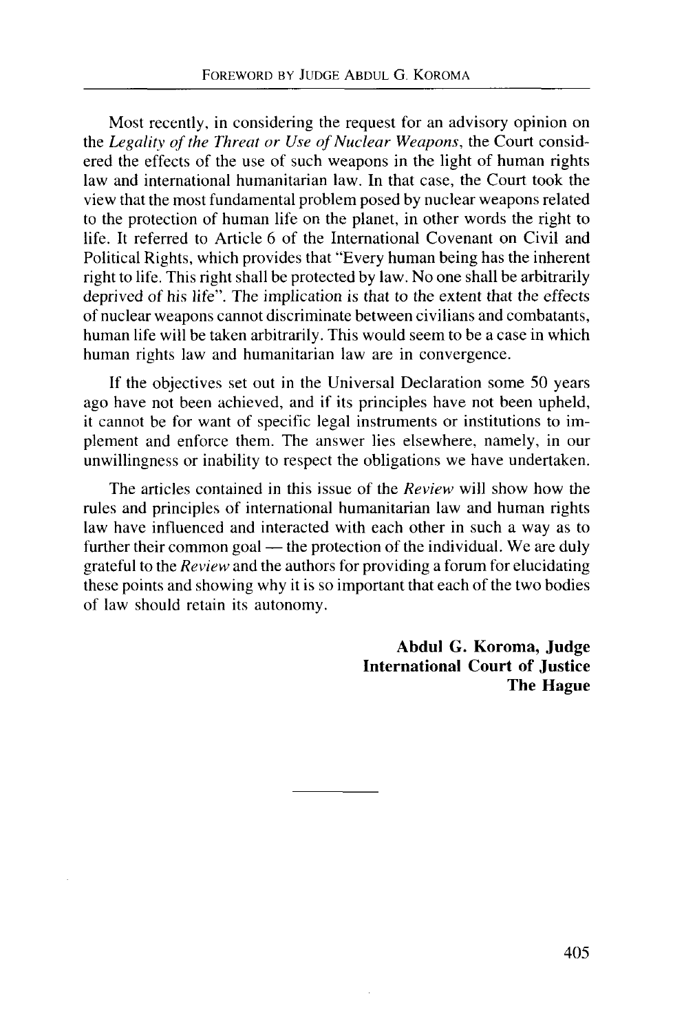Most recently, in considering the request for an advisory opinion on the *Legality of the Threat or Use of Nuclear Weapons*, the Court considered the effects of the use of such weapons in the light of human rights law and international humanitarian law. In that case, the Court took the view that the most fundamental problem posed by nuclear weapons related to the protection of human life on the planet, in other words the right to life. It referred to Article 6 of the International Covenant on Civil and Political Rights, which provides that "Every human being has the inherent right to life. This right shall be protected by law. No one shall be arbitrarily deprived of his life". The implication is that to the extent that the effects of nuclear weapons cannot discriminate between civilians and combatants, human life will be taken arbitrarily. This would seem to be a case in which human rights law and humanitarian law are in convergence.

If the objectives set out in the Universal Declaration some 50 years ago have not been achieved, and if its principles have not been upheld, it cannot be for want of specific legal instruments or institutions to implement and enforce them. The answer lies elsewhere, namely, in our unwillingness or inability to respect the obligations we have undertaken.

The articles contained in this issue of the *Review* will show how the rules and principles of international humanitarian law and human rights law have influenced and interacted with each other in such a way as to further their common goal — the protection of the individual. We are duly grateful to the *Review* and the authors for providing a forum for elucidating these points and showing why it is so important that each of the two bodies of law should retain its autonomy.

**Abdul G. Koroma, Judge**
**International Court of Justice**
**The Hague**